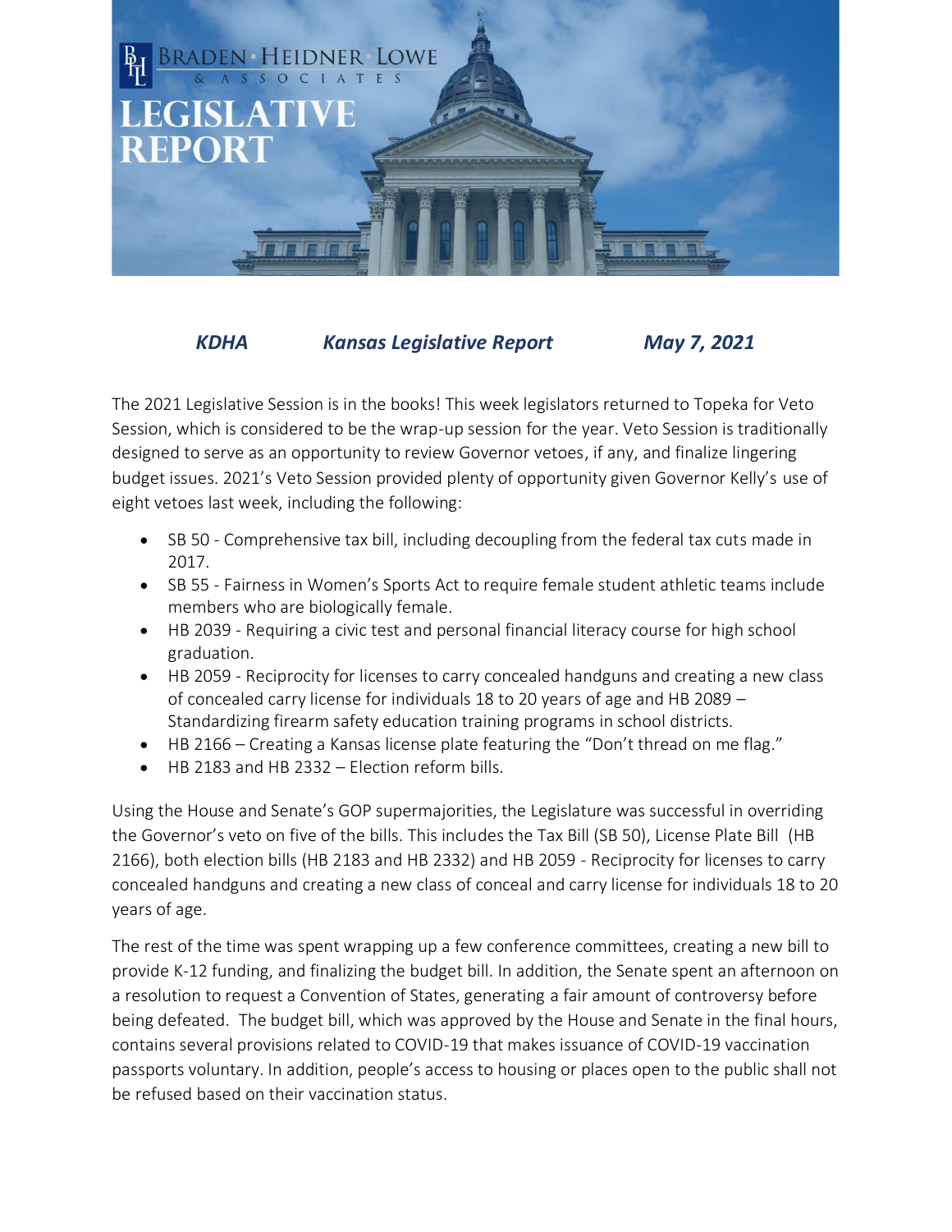# BRADEN · HEIDNER · LOWE & ASSOCIATES

# LEGISLATIVE REPORT

***KDHA Kansas Legislative Report May 7, 2021***

The 2021 Legislative Session is in the books! This week legislators returned to Topeka for Veto Session, which is considered to be the wrap-up session for the year. Veto Session is traditionally designed to serve as an opportunity to review Governor vetoes, if any, and finalize lingering budget issues. 2021's Veto Session provided plenty of opportunity given Governor Kelly's use of eight vetoes last week, including the following:

- SB 50 - Comprehensive tax bill, including decoupling from the federal tax cuts made in 2017.
- SB 55 - Fairness in Women's Sports Act to require female student athletic teams include members who are biologically female.
- HB 2039 - Requiring a civic test and personal financial literacy course for high school graduation.
- HB 2059 - Reciprocity for licenses to carry concealed handguns and creating a new class of concealed carry license for individuals 18 to 20 years of age and HB 2089 – Standardizing firearm safety education training programs in school districts.
- HB 2166 – Creating a Kansas license plate featuring the "Don't thread on me flag."
- HB 2183 and HB 2332 – Election reform bills.

Using the House and Senate's GOP supermajorities, the Legislature was successful in overriding the Governor's veto on five of the bills. This includes the Tax Bill (SB 50), License Plate Bill (HB 2166), both election bills (HB 2183 and HB 2332) and HB 2059 - Reciprocity for licenses to carry concealed handguns and creating a new class of conceal and carry license for individuals 18 to 20 years of age.

The rest of the time was spent wrapping up a few conference committees, creating a new bill to provide K-12 funding, and finalizing the budget bill. In addition, the Senate spent an afternoon on a resolution to request a Convention of States, generating a fair amount of controversy before being defeated. The budget bill, which was approved by the House and Senate in the final hours, contains several provisions related to COVID-19 that makes issuance of COVID-19 vaccination passports voluntary. In addition, people's access to housing or places open to the public shall not be refused based on their vaccination status.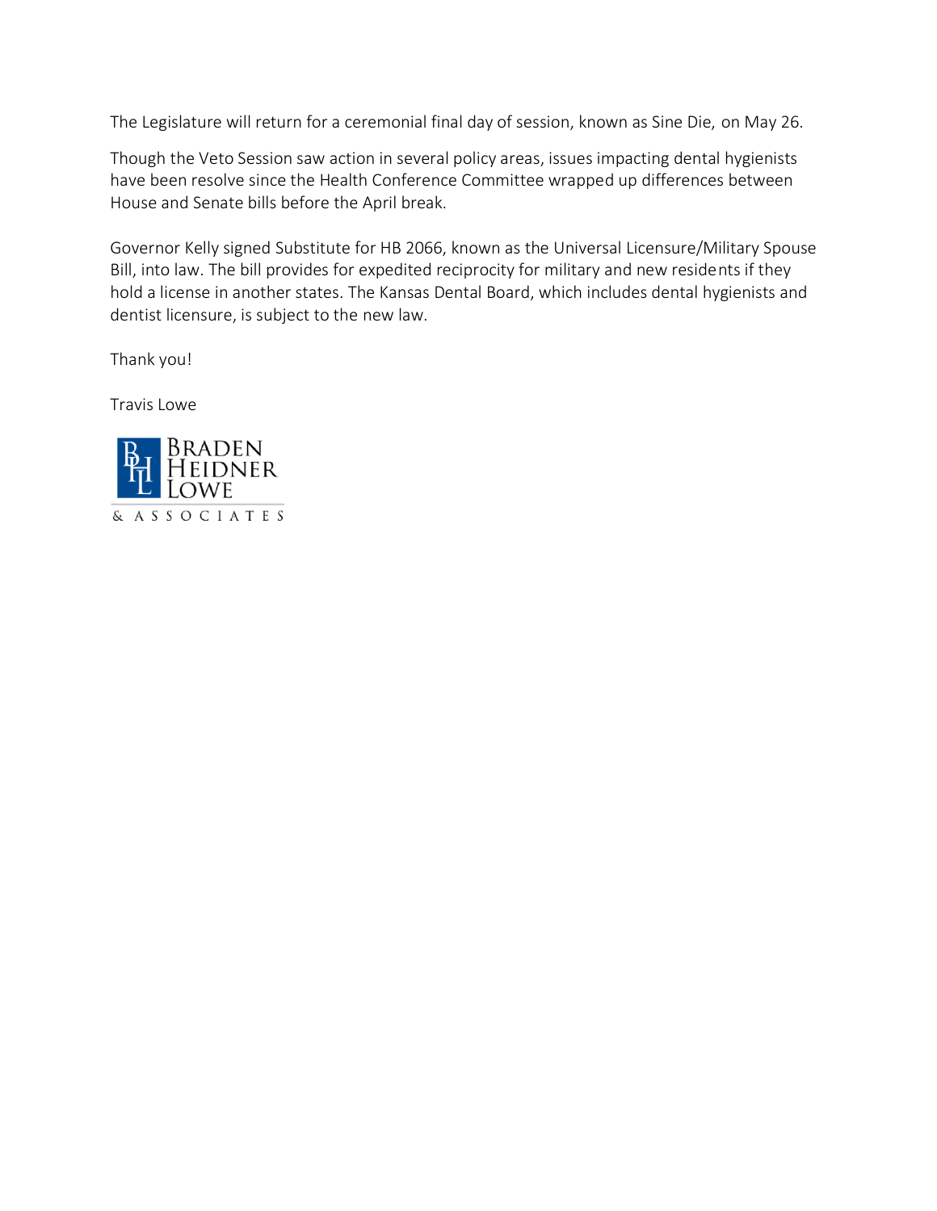The Legislature will return for a ceremonial final day of session, known as Sine Die, on May 26.

Though the Veto Session saw action in several policy areas, issues impacting dental hygienists have been resolve since the Health Conference Committee wrapped up differences between House and Senate bills before the April break.

Governor Kelly signed Substitute for HB 2066, known as the Universal Licensure/Military Spouse Bill, into law. The bill provides for expedited reciprocity for military and new residents if they hold a license in another states. The Kansas Dental Board, which includes dental hygienists and dentist licensure, is subject to the new law.

Thank you!

Travis Lowe

BRADEN HEIDNER LOWE & ASSOCIATES